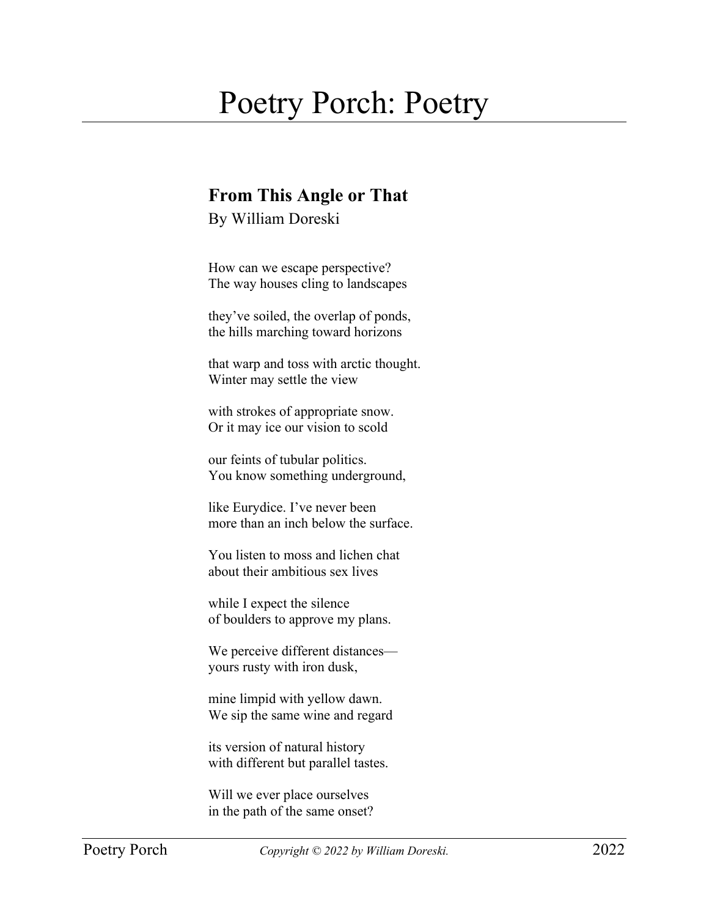# Poetry Porch: Poetry

## From This Angle or That

By William Doreski

How can we escape perspective?
The way houses cling to landscapes

they've soiled, the overlap of ponds,
the hills marching toward horizons

that warp and toss with arctic thought.
Winter may settle the view

with strokes of appropriate snow.
Or it may ice our vision to scold

our feints of tubular politics.
You know something underground,

like Eurydice. I've never been
more than an inch below the surface.

You listen to moss and lichen chat
about their ambitious sex lives

while I expect the silence
of boulders to approve my plans.

We perceive different distances—
yours rusty with iron dusk,

mine limpid with yellow dawn.
We sip the same wine and regard

its version of natural history
with different but parallel tastes.

Will we ever place ourselves
in the path of the same onset?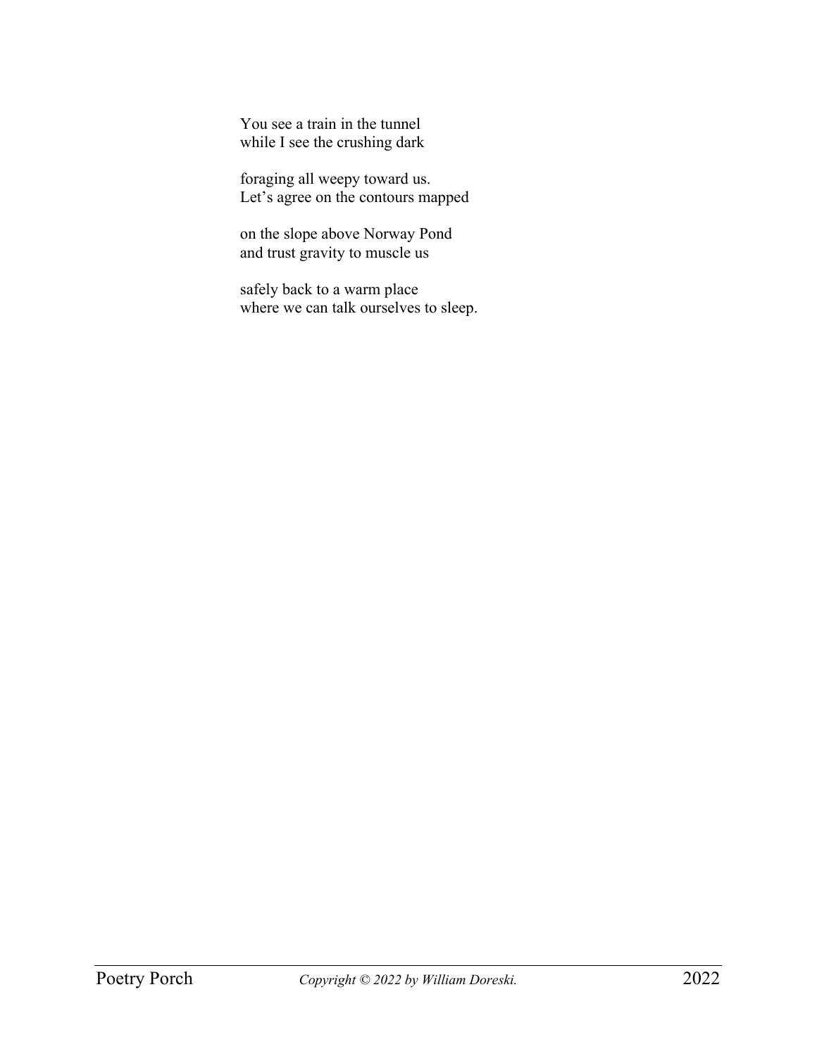You see a train in the tunnel  
while I see the crushing dark

foraging all weepy toward us.  
Let's agree on the contours mapped

on the slope above Norway Pond  
and trust gravity to muscle us

safely back to a warm place  
where we can talk ourselves to sleep.